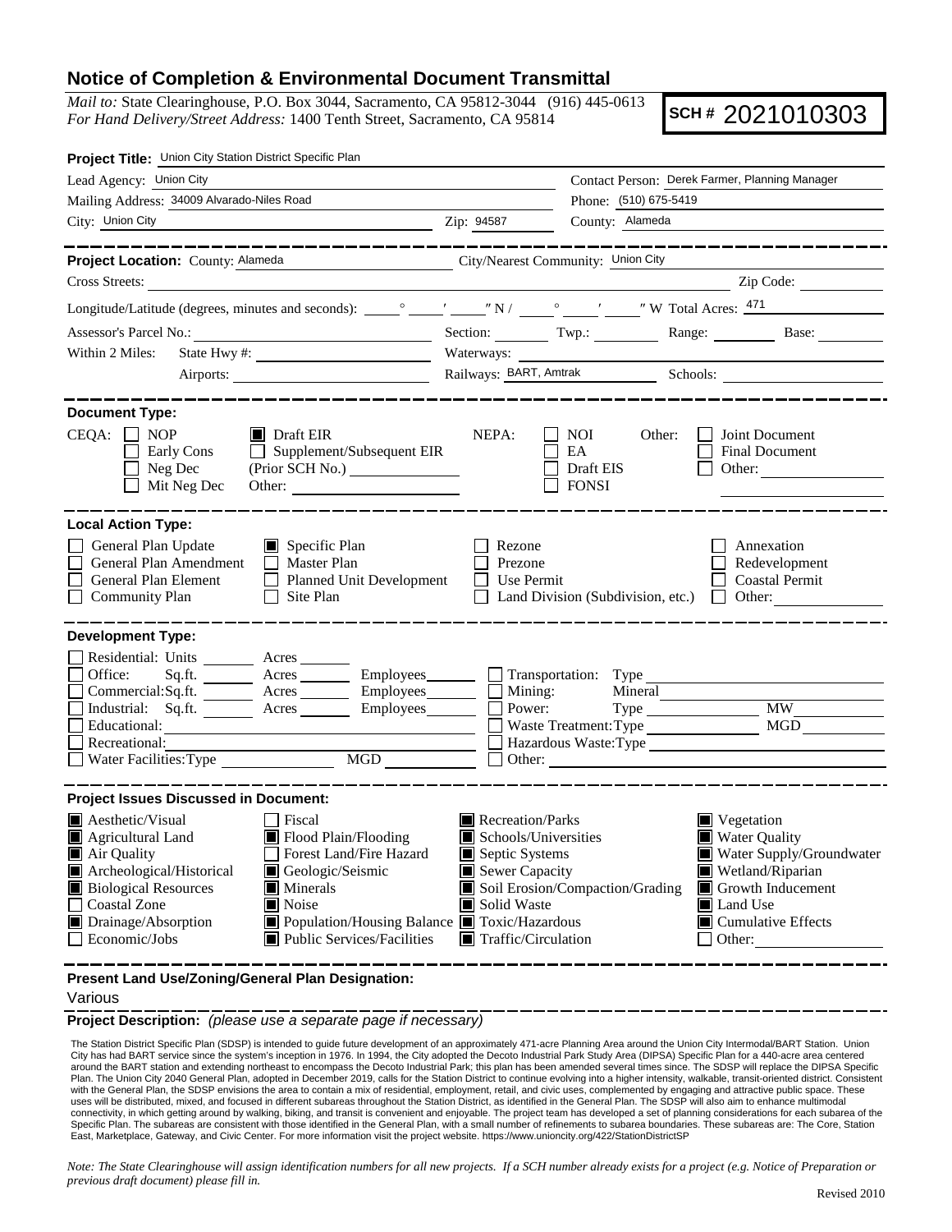# Notice of Completion & Environmental Document Transmittal

*Mail to:* State Clearinghouse, P.O. Box 3044, Sacramento, CA 95812-3044 (916) 445-0613
*For Hand Delivery/Street Address:* 1400 Tenth Street, Sacramento, CA 95814

**SCH #** 2021010303

**Project Title:** Union City Station District Specific Plan

Lead Agency: Union City
Contact Person: Derek Farmer, Planning Manager
Mailing Address: 34009 Alvarado-Niles Road
Phone: (510) 675-5419
City: Union City
Zip: 94587
County: Alameda

---

**Project Location:** County: Alameda
City/Nearest Community: Union City
Cross Streets:
Zip Code:
Longitude/Latitude (degrees, minutes and seconds): ____° ____′ ____″ N / ____° ____′ ____″ W Total Acres: 471
Assessor's Parcel No.:
Section: Twp.: Range: Base:
Within 2 Miles: State Hwy #:
Waterways:
Airports:
Railways: BART, Amtrak
Schools:

---

**Document Type:**

CEQA:
- ☐ NOP
- ☐ Early Cons
- ☐ Neg Dec
- ☐ Mit Neg Dec
- ■ Draft EIR
- ☐ Supplement/Subsequent EIR (Prior SCH No.)
- Other:

NEPA:
- ☐ NOI
- ☐ EA
- ☐ Draft EIS
- ☐ FONSI

Other:
- ☐ Joint Document
- ☐ Final Document
- ☐ Other:

---

**Local Action Type:**

- ☐ General Plan Update
- ☐ General Plan Amendment
- ☐ General Plan Element
- ☐ Community Plan
- ■ Specific Plan
- ☐ Master Plan
- ☐ Planned Unit Development
- ☐ Site Plan
- ☐ Rezone
- ☐ Prezone
- ☐ Use Permit
- ☐ Land Division (Subdivision, etc.)
- ☐ Annexation
- ☐ Redevelopment
- ☐ Coastal Permit
- ☐ Other:

---

**Development Type:**

- ☐ Residential: Units ____ Acres ____
- ☐ Office: Sq.ft. ____ Acres ____ Employees ____
- ☐ Commercial: Sq.ft. ____ Acres ____ Employees ____
- ☐ Industrial: Sq.ft. ____ Acres ____ Employees ____
- ☐ Educational:
- ☐ Recreational:
- ☐ Water Facilities: Type ____ MGD ____
- ☐ Transportation: Type
- ☐ Mining: Mineral
- ☐ Power: Type ____ MW
- ☐ Waste Treatment: Type ____ MGD
- ☐ Hazardous Waste: Type
- ☐ Other:

---

**Project Issues Discussed in Document:**

- ■ Aesthetic/Visual
- ■ Agricultural Land
- ■ Air Quality
- ■ Archeological/Historical
- ■ Biological Resources
- ☐ Coastal Zone
- ■ Drainage/Absorption
- ☐ Economic/Jobs
- ☐ Fiscal
- ■ Flood Plain/Flooding
- ☐ Forest Land/Fire Hazard
- ■ Geologic/Seismic
- ■ Minerals
- ■ Noise
- ■ Population/Housing Balance
- ■ Public Services/Facilities
- ■ Recreation/Parks
- ■ Schools/Universities
- ■ Septic Systems
- ■ Sewer Capacity
- ■ Soil Erosion/Compaction/Grading
- ■ Solid Waste
- ■ Toxic/Hazardous
- ■ Traffic/Circulation
- ■ Vegetation
- ■ Water Quality
- ■ Water Supply/Groundwater
- ■ Wetland/Riparian
- ■ Growth Inducement
- ■ Land Use
- ■ Cumulative Effects
- ☐ Other:

---

**Present Land Use/Zoning/General Plan Designation:**

Various

**Project Description:** *(please use a separate page if necessary)*

The Station District Specific Plan (SDSP) is intended to guide future development of an approximately 471-acre Planning Area around the Union City Intermodal/BART Station. Union City has had BART service since the system's inception in 1976. In 1994, the City adopted the Decoto Industrial Park Study Area (DIPSA) Specific Plan for a 440-acre area centered around the BART station and extending northeast to encompass the Decoto Industrial Park; this plan has been amended several times since. The SDSP will replace the DIPSA Specific Plan. The Union City 2040 General Plan, adopted in December 2019, calls for the Station District to continue evolving into a higher intensity, walkable, transit-oriented district. Consistent with the General Plan, the SDSP envisions the area to contain a mix of residential, employment, retail, and civic uses, complemented by engaging and attractive public space. These uses will be distributed, mixed, and focused in different subareas throughout the Station District, as identified in the General Plan. The SDSP will also aim to enhance multimodal connectivity, in which getting around by walking, biking, and transit is convenient and enjoyable. The project team has developed a set of planning considerations for each subarea of the Specific Plan. The subareas are consistent with those identified in the General Plan, with a small number of refinements to subarea boundaries. These subareas are: The Core, Station East, Marketplace, Gateway, and Civic Center. For more information visit the project website. https://www.unioncity.org/422/StationDistrictSP

*Note: The State Clearinghouse will assign identification numbers for all new projects. If a SCH number already exists for a project (e.g. Notice of Preparation or previous draft document) please fill in.*

Revised 2010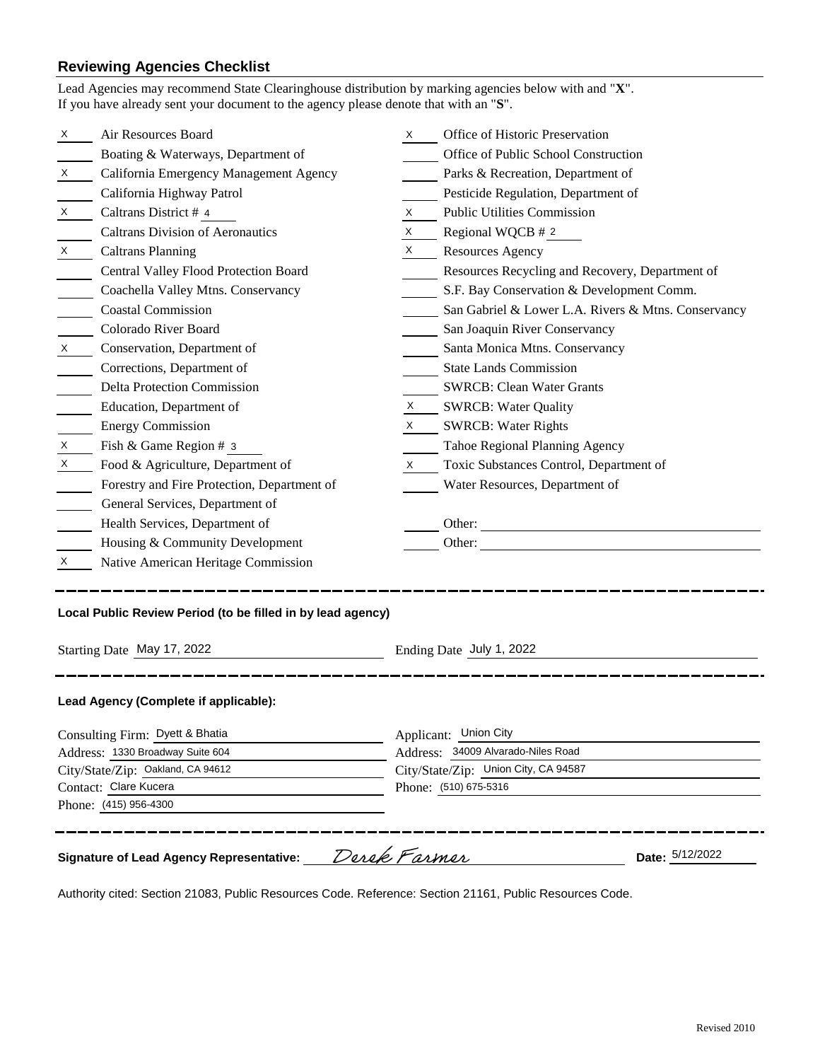## Reviewing Agencies Checklist

Lead Agencies may recommend State Clearinghouse distribution by marking agencies below with and "**X**".
If you have already sent your document to the agency please denote that with an "**S**".

| | | | |
|---|---|---|---|
| X | Air Resources Board | X | Office of Historic Preservation |
| | Boating & Waterways, Department of | | Office of Public School Construction |
| X | California Emergency Management Agency | | Parks & Recreation, Department of |
| | California Highway Patrol | | Pesticide Regulation, Department of |
| X | Caltrans District # 4 | X | Public Utilities Commission |
| | Caltrans Division of Aeronautics | X | Regional WQCB # 2 |
| X | Caltrans Planning | X | Resources Agency |
| | Central Valley Flood Protection Board | | Resources Recycling and Recovery, Department of |
| | Coachella Valley Mtns. Conservancy | | S.F. Bay Conservation & Development Comm. |
| | Coastal Commission | | San Gabriel & Lower L.A. Rivers & Mtns. Conservancy |
| | Colorado River Board | | San Joaquin River Conservancy |
| X | Conservation, Department of | | Santa Monica Mtns. Conservancy |
| | Corrections, Department of | | State Lands Commission |
| | Delta Protection Commission | | SWRCB: Clean Water Grants |
| | Education, Department of | X | SWRCB: Water Quality |
| | Energy Commission | X | SWRCB: Water Rights |
| X | Fish & Game Region # 3 | | Tahoe Regional Planning Agency |
| X | Food & Agriculture, Department of | X | Toxic Substances Control, Department of |
| | Forestry and Fire Protection, Department of | | Water Resources, Department of |
| | General Services, Department of | | |
| | Health Services, Department of | | Other: |
| | Housing & Community Development | | Other: |
| X | Native American Heritage Commission | | |

---

**Local Public Review Period (to be filled in by lead agency)**

Starting Date May 17, 2022 Ending Date July 1, 2022

---

**Lead Agency (Complete if applicable):**

Consulting Firm: Dyett & Bhatia
Address: 1330 Broadway Suite 604
City/State/Zip: Oakland, CA 94612
Contact: Clare Kucera
Phone: (415) 956-4300

Applicant: Union City
Address: 34009 Alvarado-Niles Road
City/State/Zip: Union City, CA 94587
Phone: (510) 675-5316

---

**Signature of Lead Agency Representative:** *Derek Farmer* **Date:** 5/12/2022

Authority cited: Section 21083, Public Resources Code. Reference: Section 21161, Public Resources Code.

Revised 2010